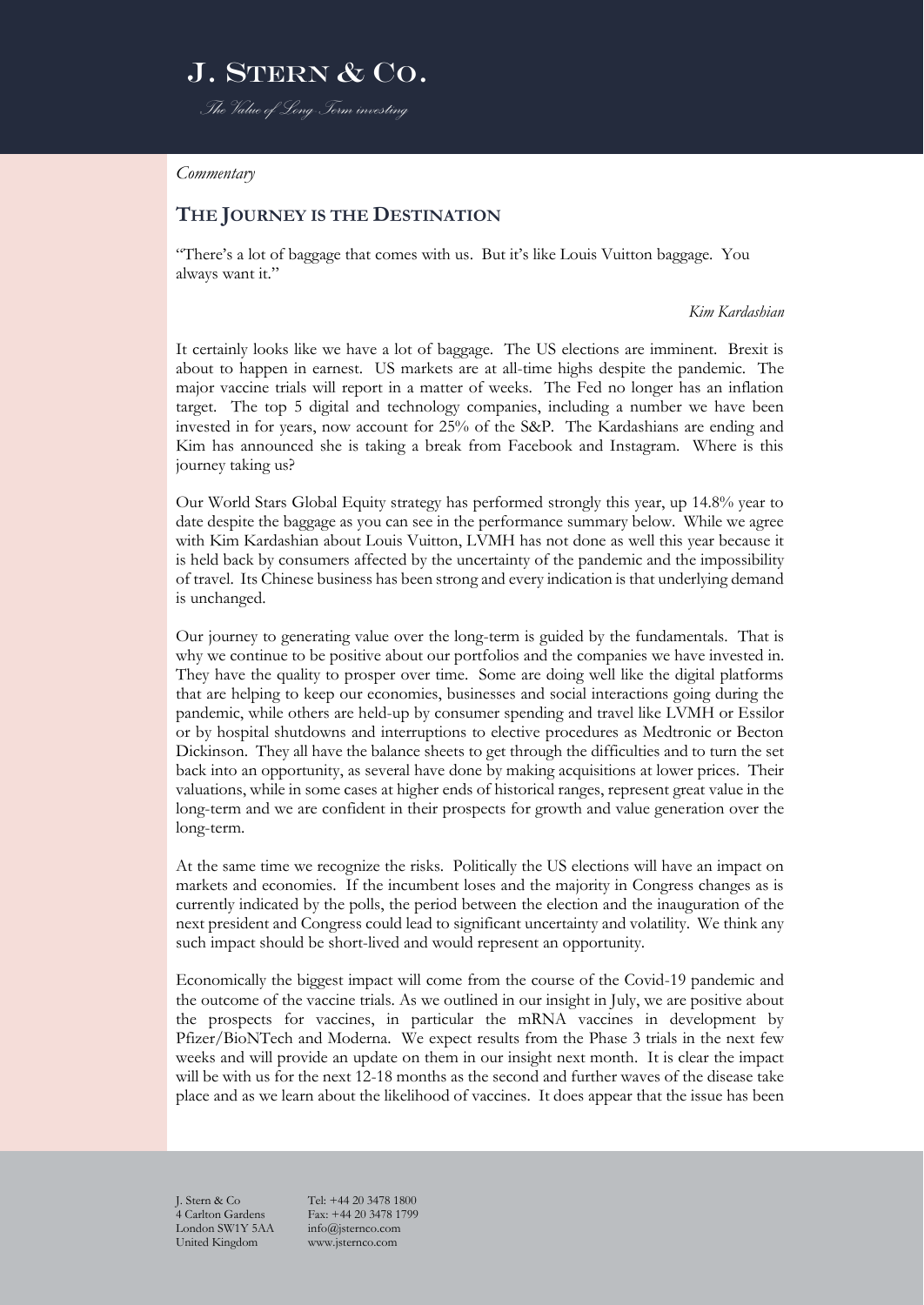# J. Stern & Co.

*The Value of Long Term investing*

*Commentary*

## The Journey is the Destination

"There's a lot of baggage that comes with us. But it's like Louis Vuitton baggage. You always want it."

*Kim Kardashian*

It certainly looks like we have a lot of baggage. The US elections are imminent. Brexit is about to happen in earnest. US markets are at all-time highs despite the pandemic. The major vaccine trials will report in a matter of weeks. The Fed no longer has an inflation target. The top 5 digital and technology companies, including a number we have been invested in for years, now account for 25% of the S&P. The Kardashians are ending and Kim has announced she is taking a break from Facebook and Instagram. Where is this journey taking us?

Our World Stars Global Equity strategy has performed strongly this year, up 14.8% year to date despite the baggage as you can see in the performance summary below. While we agree with Kim Kardashian about Louis Vuitton, LVMH has not done as well this year because it is held back by consumers affected by the uncertainty of the pandemic and the impossibility of travel. Its Chinese business has been strong and every indication is that underlying demand is unchanged.

Our journey to generating value over the long-term is guided by the fundamentals. That is why we continue to be positive about our portfolios and the companies we have invested in. They have the quality to prosper over time. Some are doing well like the digital platforms that are helping to keep our economies, businesses and social interactions going during the pandemic, while others are held-up by consumer spending and travel like LVMH or Essilor or by hospital shutdowns and interruptions to elective procedures as Medtronic or Becton Dickinson. They all have the balance sheets to get through the difficulties and to turn the set back into an opportunity, as several have done by making acquisitions at lower prices. Their valuations, while in some cases at higher ends of historical ranges, represent great value in the long-term and we are confident in their prospects for growth and value generation over the long-term.

At the same time we recognize the risks. Politically the US elections will have an impact on markets and economies. If the incumbent loses and the majority in Congress changes as is currently indicated by the polls, the period between the election and the inauguration of the next president and Congress could lead to significant uncertainty and volatility. We think any such impact should be short-lived and would represent an opportunity.

Economically the biggest impact will come from the course of the Covid-19 pandemic and the outcome of the vaccine trials. As we outlined in our insight in July, we are positive about the prospects for vaccines, in particular the mRNA vaccines in development by Pfizer/BioNTech and Moderna. We expect results from the Phase 3 trials in the next few weeks and will provide an update on them in our insight next month. It is clear the impact will be with us for the next 12-18 months as the second and further waves of the disease take place and as we learn about the likelihood of vaccines. It does appear that the issue has been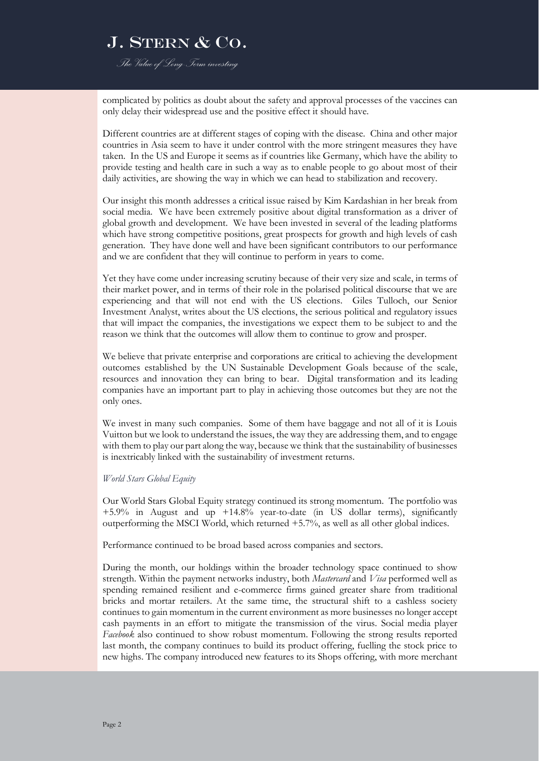complicated by politics as doubt about the safety and approval processes of the vaccines can only delay their widespread use and the positive effect it should have.

Different countries are at different stages of coping with the disease. China and other major countries in Asia seem to have it under control with the more stringent measures they have taken. In the US and Europe it seems as if countries like Germany, which have the ability to provide testing and health care in such a way as to enable people to go about most of their daily activities, are showing the way in which we can head to stabilization and recovery.

Our insight this month addresses a critical issue raised by Kim Kardashian in her break from social media. We have been extremely positive about digital transformation as a driver of global growth and development. We have been invested in several of the leading platforms which have strong competitive positions, great prospects for growth and high levels of cash generation. They have done well and have been significant contributors to our performance and we are confident that they will continue to perform in years to come.

Yet they have come under increasing scrutiny because of their very size and scale, in terms of their market power, and in terms of their role in the polarised political discourse that we are experiencing and that will not end with the US elections. Giles Tulloch, our Senior Investment Analyst, writes about the US elections, the serious political and regulatory issues that will impact the companies, the investigations we expect them to be subject to and the reason we think that the outcomes will allow them to continue to grow and prosper.

We believe that private enterprise and corporations are critical to achieving the development outcomes established by the UN Sustainable Development Goals because of the scale, resources and innovation they can bring to bear. Digital transformation and its leading companies have an important part to play in achieving those outcomes but they are not the only ones.

We invest in many such companies. Some of them have baggage and not all of it is Louis Vuitton but we look to understand the issues, the way they are addressing them, and to engage with them to play our part along the way, because we think that the sustainability of businesses is inextricably linked with the sustainability of investment returns.

*World Stars Global Equity*

Our World Stars Global Equity strategy continued its strong momentum. The portfolio was +5.9% in August and up +14.8% year-to-date (in US dollar terms), significantly outperforming the MSCI World, which returned +5.7%, as well as all other global indices.

Performance continued to be broad based across companies and sectors.

During the month, our holdings within the broader technology space continued to show strength. Within the payment networks industry, both *Mastercard* and *Visa* performed well as spending remained resilient and e-commerce firms gained greater share from traditional bricks and mortar retailers. At the same time, the structural shift to a cashless society continues to gain momentum in the current environment as more businesses no longer accept cash payments in an effort to mitigate the transmission of the virus. Social media player *Facebook* also continued to show robust momentum. Following the strong results reported last month, the company continues to build its product offering, fuelling the stock price to new highs. The company introduced new features to its Shops offering, with more merchant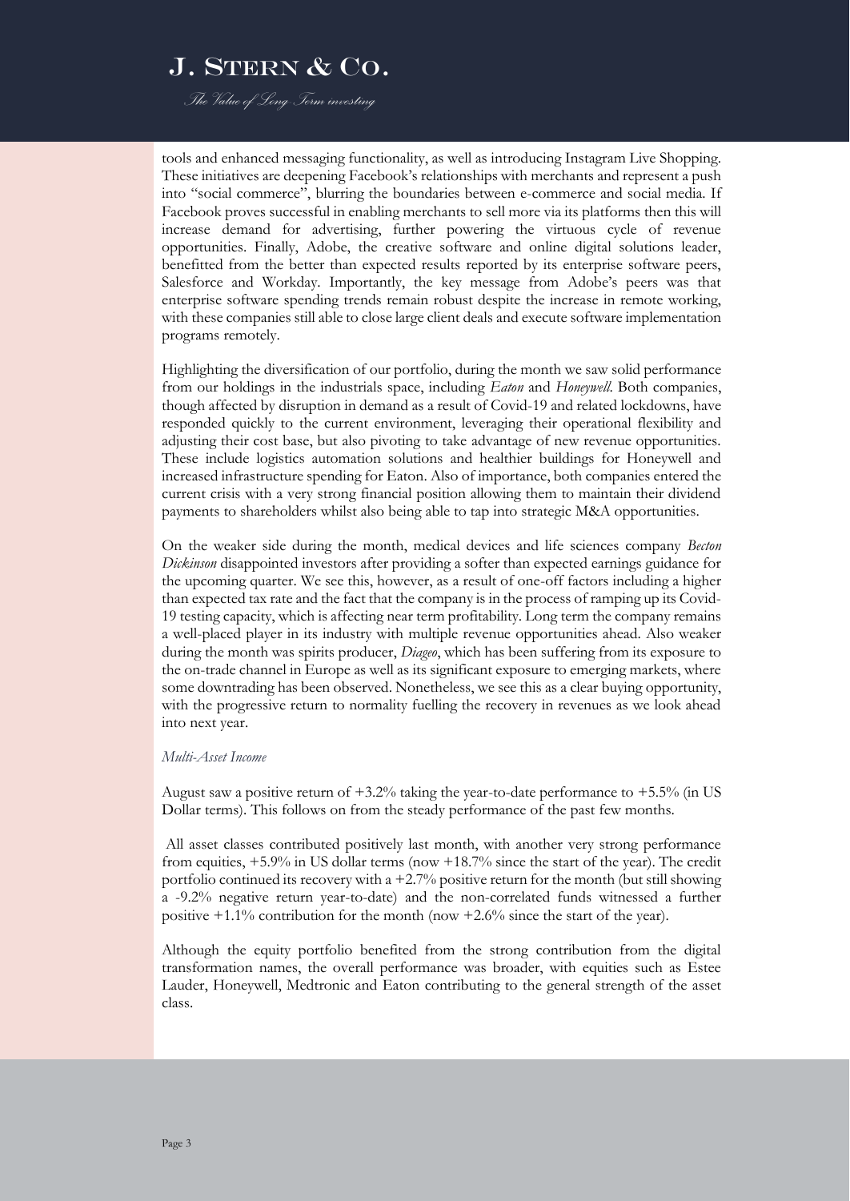tools and enhanced messaging functionality, as well as introducing Instagram Live Shopping. These initiatives are deepening Facebook's relationships with merchants and represent a push into "social commerce", blurring the boundaries between e-commerce and social media. If Facebook proves successful in enabling merchants to sell more via its platforms then this will increase demand for advertising, further powering the virtuous cycle of revenue opportunities. Finally, Adobe, the creative software and online digital solutions leader, benefitted from the better than expected results reported by its enterprise software peers, Salesforce and Workday. Importantly, the key message from Adobe's peers was that enterprise software spending trends remain robust despite the increase in remote working, with these companies still able to close large client deals and execute software implementation programs remotely.

Highlighting the diversification of our portfolio, during the month we saw solid performance from our holdings in the industrials space, including *Eaton* and *Honeywell*. Both companies, though affected by disruption in demand as a result of Covid-19 and related lockdowns, have responded quickly to the current environment, leveraging their operational flexibility and adjusting their cost base, but also pivoting to take advantage of new revenue opportunities. These include logistics automation solutions and healthier buildings for Honeywell and increased infrastructure spending for Eaton. Also of importance, both companies entered the current crisis with a very strong financial position allowing them to maintain their dividend payments to shareholders whilst also being able to tap into strategic M&A opportunities.

On the weaker side during the month, medical devices and life sciences company *Becton Dickinson* disappointed investors after providing a softer than expected earnings guidance for the upcoming quarter. We see this, however, as a result of one-off factors including a higher than expected tax rate and the fact that the company is in the process of ramping up its Covid-19 testing capacity, which is affecting near term profitability. Long term the company remains a well-placed player in its industry with multiple revenue opportunities ahead. Also weaker during the month was spirits producer, *Diageo*, which has been suffering from its exposure to the on-trade channel in Europe as well as its significant exposure to emerging markets, where some downtrading has been observed. Nonetheless, we see this as a clear buying opportunity, with the progressive return to normality fuelling the recovery in revenues as we look ahead into next year.

*Multi-Asset Income*

August saw a positive return of +3.2% taking the year-to-date performance to +5.5% (in US Dollar terms). This follows on from the steady performance of the past few months.

All asset classes contributed positively last month, with another very strong performance from equities, +5.9% in US dollar terms (now +18.7% since the start of the year). The credit portfolio continued its recovery with a +2.7% positive return for the month (but still showing a -9.2% negative return year-to-date) and the non-correlated funds witnessed a further positive +1.1% contribution for the month (now +2.6% since the start of the year).

Although the equity portfolio benefited from the strong contribution from the digital transformation names, the overall performance was broader, with equities such as Estee Lauder, Honeywell, Medtronic and Eaton contributing to the general strength of the asset class.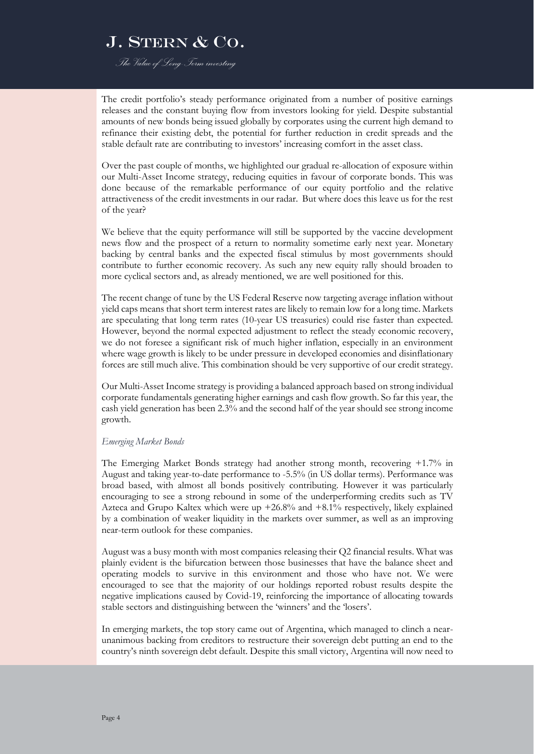The credit portfolio's steady performance originated from a number of positive earnings releases and the constant buying flow from investors looking for yield. Despite substantial amounts of new bonds being issued globally by corporates using the current high demand to refinance their existing debt, the potential for further reduction in credit spreads and the stable default rate are contributing to investors' increasing comfort in the asset class.

Over the past couple of months, we highlighted our gradual re-allocation of exposure within our Multi-Asset Income strategy, reducing equities in favour of corporate bonds. This was done because of the remarkable performance of our equity portfolio and the relative attractiveness of the credit investments in our radar. But where does this leave us for the rest of the year?

We believe that the equity performance will still be supported by the vaccine development news flow and the prospect of a return to normality sometime early next year. Monetary backing by central banks and the expected fiscal stimulus by most governments should contribute to further economic recovery. As such any new equity rally should broaden to more cyclical sectors and, as already mentioned, we are well positioned for this.

The recent change of tune by the US Federal Reserve now targeting average inflation without yield caps means that short term interest rates are likely to remain low for a long time. Markets are speculating that long term rates (10-year US treasuries) could rise faster than expected. However, beyond the normal expected adjustment to reflect the steady economic recovery, we do not foresee a significant risk of much higher inflation, especially in an environment where wage growth is likely to be under pressure in developed economies and disinflationary forces are still much alive. This combination should be very supportive of our credit strategy.

Our Multi-Asset Income strategy is providing a balanced approach based on strong individual corporate fundamentals generating higher earnings and cash flow growth. So far this year, the cash yield generation has been 2.3% and the second half of the year should see strong income growth.

*Emerging Market Bonds*

The Emerging Market Bonds strategy had another strong month, recovering +1.7% in August and taking year-to-date performance to -5.5% (in US dollar terms). Performance was broad based, with almost all bonds positively contributing. However it was particularly encouraging to see a strong rebound in some of the underperforming credits such as TV Azteca and Grupo Kaltex which were up +26.8% and +8.1% respectively, likely explained by a combination of weaker liquidity in the markets over summer, as well as an improving near-term outlook for these companies.

August was a busy month with most companies releasing their Q2 financial results. What was plainly evident is the bifurcation between those businesses that have the balance sheet and operating models to survive in this environment and those who have not. We were encouraged to see that the majority of our holdings reported robust results despite the negative implications caused by Covid-19, reinforcing the importance of allocating towards stable sectors and distinguishing between the 'winners' and the 'losers'.

In emerging markets, the top story came out of Argentina, which managed to clinch a near-unanimous backing from creditors to restructure their sovereign debt putting an end to the country's ninth sovereign debt default. Despite this small victory, Argentina will now need to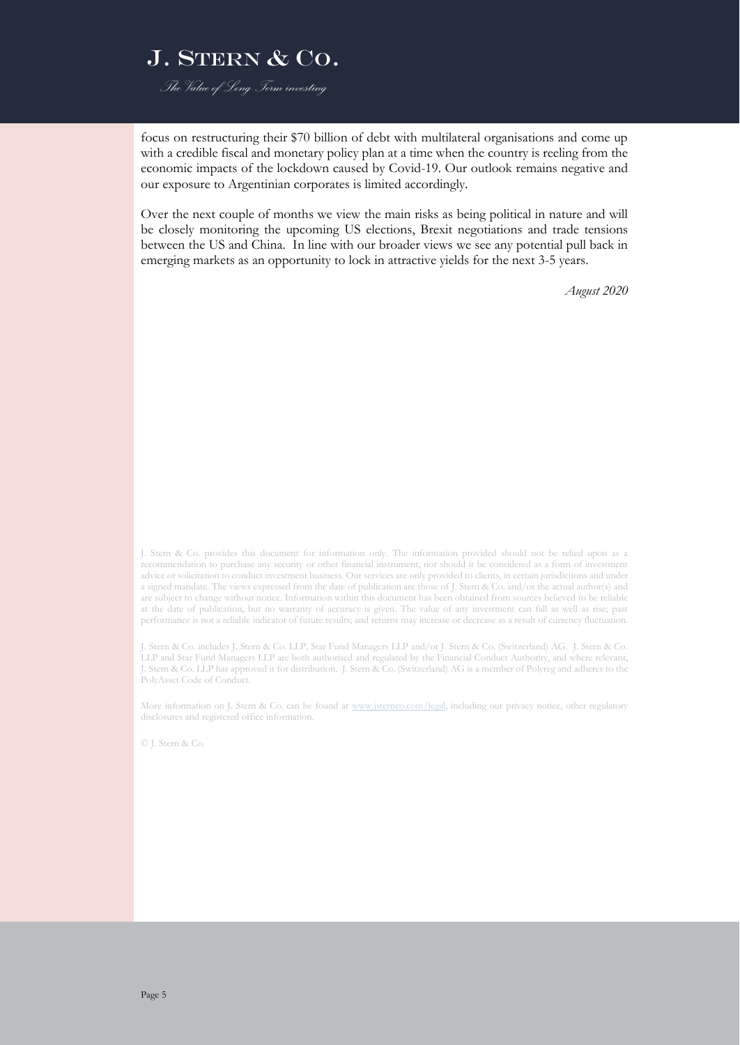focus on restructuring their $70 billion of debt with multilateral organisations and come up with a credible fiscal and monetary policy plan at a time when the country is reeling from the economic impacts of the lockdown caused by Covid-19. Our outlook remains negative and our exposure to Argentinian corporates is limited accordingly.

Over the next couple of months we view the main risks as being political in nature and will be closely monitoring the upcoming US elections, Brexit negotiations and trade tensions between the US and China. In line with our broader views we see any potential pull back in emerging markets as an opportunity to lock in attractive yields for the next 3-5 years.

*August 2020*

J. Stern & Co. provides this document for information only. The information provided should not be relied upon as a recommendation to purchase any security or other financial instrument, nor should it be considered as a form of investment advice or solicitation to conduct investment business. Our services are only provided to clients, in certain jurisdictions and under a signed mandate. The views expressed from the date of publication are those of J. Stern & Co. and/or the actual author(s) and are subject to change without notice. Information within this document has been obtained from sources believed to be reliable at the date of publication, but no warranty of accuracy is given. The value of any investment can fall as well as rise; past performance is not a reliable indicator of future results; and returns may increase or decrease as a result of currency fluctuation.

J. Stern & Co. includes J. Stern & Co. LLP, Star Fund Managers LLP and/or J. Stern & Co. (Switzerland) AG. J. Stern & Co. LLP and Star Fund Managers LLP are both authorised and regulated by the Financial Conduct Authority, and where relevant, J. Stern & Co. LLP has approved it for distribution. J. Stern & Co. (Switzerland) AG is a member of Polyreg and adheres to the PolyAsset Code of Conduct.

More information on J. Stern & Co. can be found at [www.jsternco.com/legal](http://www.jsternco.com/legal), including our privacy notice, other regulatory disclosures and registered office information.

© J. Stern & Co.